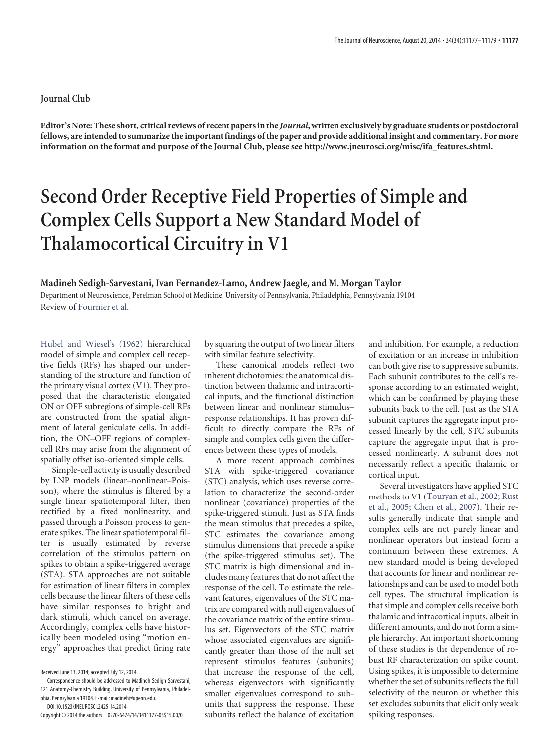## Journal Club

**Editor's Note: These short, critical reviews of recent papers in the *Journal*, written exclusively by graduate students or postdoctoral fellows, are intended to summarize the important findings of the paper and provide additional insight and commentary. For more information on the format and purpose of the Journal Club, please see http://www.jneurosci.org/misc/ifa_features.shtml.**

# Second Order Receptive Field Properties of Simple and Complex Cells Support a New Standard Model of Thalamocortical Circuitry in V1

**Madineh Sedigh-Sarvestani, Ivan Fernandez-Lamo, Andrew Jaegle, and M. Morgan Taylor**

Department of Neuroscience, Perelman School of Medicine, University of Pennsylvania, Philadelphia, Pennsylvania 19104

Review of Fournier et al.

Hubel and Wiesel's (1962) hierarchical model of simple and complex cell receptive fields (RFs) has shaped our understanding of the structure and function of the primary visual cortex (V1). They proposed that the characteristic elongated ON or OFF subregions of simple-cell RFs are constructed from the spatial alignment of lateral geniculate cells. In addition, the ON–OFF regions of complex-cell RFs may arise from the alignment of spatially offset iso-oriented simple cells.

Simple-cell activity is usually described by LNP models (linear–nonlinear–Poisson), where the stimulus is filtered by a single linear spatiotemporal filter, then rectified by a fixed nonlinearity, and passed through a Poisson process to generate spikes. The linear spatiotemporal filter is usually estimated by reverse correlation of the stimulus pattern on spikes to obtain a spike-triggered average (STA). STA approaches are not suitable for estimation of linear filters in complex cells because the linear filters of these cells have similar responses to bright and dark stimuli, which cancel on average. Accordingly, complex cells have historically been modeled using "motion energy" approaches that predict firing rate by squaring the output of two linear filters with similar feature selectivity.

These canonical models reflect two inherent dichotomies: the anatomical distinction between thalamic and intracortical inputs, and the functional distinction between linear and nonlinear stimulus–response relationships. It has proven difficult to directly compare the RFs of simple and complex cells given the differences between these types of models.

A more recent approach combines STA with spike-triggered covariance (STC) analysis, which uses reverse correlation to characterize the second-order nonlinear (covariance) properties of the spike-triggered stimuli. Just as STA finds the mean stimulus that precedes a spike, STC estimates the covariance among stimulus dimensions that precede a spike (the spike-triggered stimulus set). The STC matrix is high dimensional and includes many features that do not affect the response of the cell. To estimate the relevant features, eigenvalues of the STC matrix are compared with null eigenvalues of the covariance matrix of the entire stimulus set. Eigenvectors of the STC matrix whose associated eigenvalues are significantly greater than those of the null set represent stimulus features (subunits) that increase the response of the cell, whereas eigenvectors with significantly smaller eigenvalues correspond to subunits that suppress the response. These subunits reflect the balance of excitation and inhibition. For example, a reduction of excitation or an increase in inhibition can both give rise to suppressive subunits. Each subunit contributes to the cell's response according to an estimated weight, which can be confirmed by playing these subunits back to the cell. Just as the STA subunit captures the aggregate input processed linearly by the cell, STC subunits capture the aggregate input that is processed nonlinearly. A subunit does not necessarily reflect a specific thalamic or cortical input.

Several investigators have applied STC methods to V1 (Touryan et al., 2002; Rust et al., 2005; Chen et al., 2007). Their results generally indicate that simple and complex cells are not purely linear and nonlinear operators but instead form a continuum between these extremes. A new standard model is being developed that accounts for linear and nonlinear relationships and can be used to model both cell types. The structural implication is that simple and complex cells receive both thalamic and intracortical inputs, albeit in different amounts, and do not form a simple hierarchy. An important shortcoming of these studies is the dependence of robust RF characterization on spike count. Using spikes, it is impossible to determine whether the set of subunits reflects the full selectivity of the neuron or whether this set excludes subunits that elicit only weak spiking responses.

Received June 13, 2014; accepted July 12, 2014.

Correspondence should be addressed to Madineh Sedigh-Sarvestani, 121 Anatomy-Chemistry Building, University of Pennsylvania, Philadelphia, Pennsylvania 19104. E-mail: madineh@upenn.edu.

DOI:10.1523/JNEUROSCI.2425-14.2014

Copyright © 2014 the authors 0270-6474/14/3411177-03$15.00/0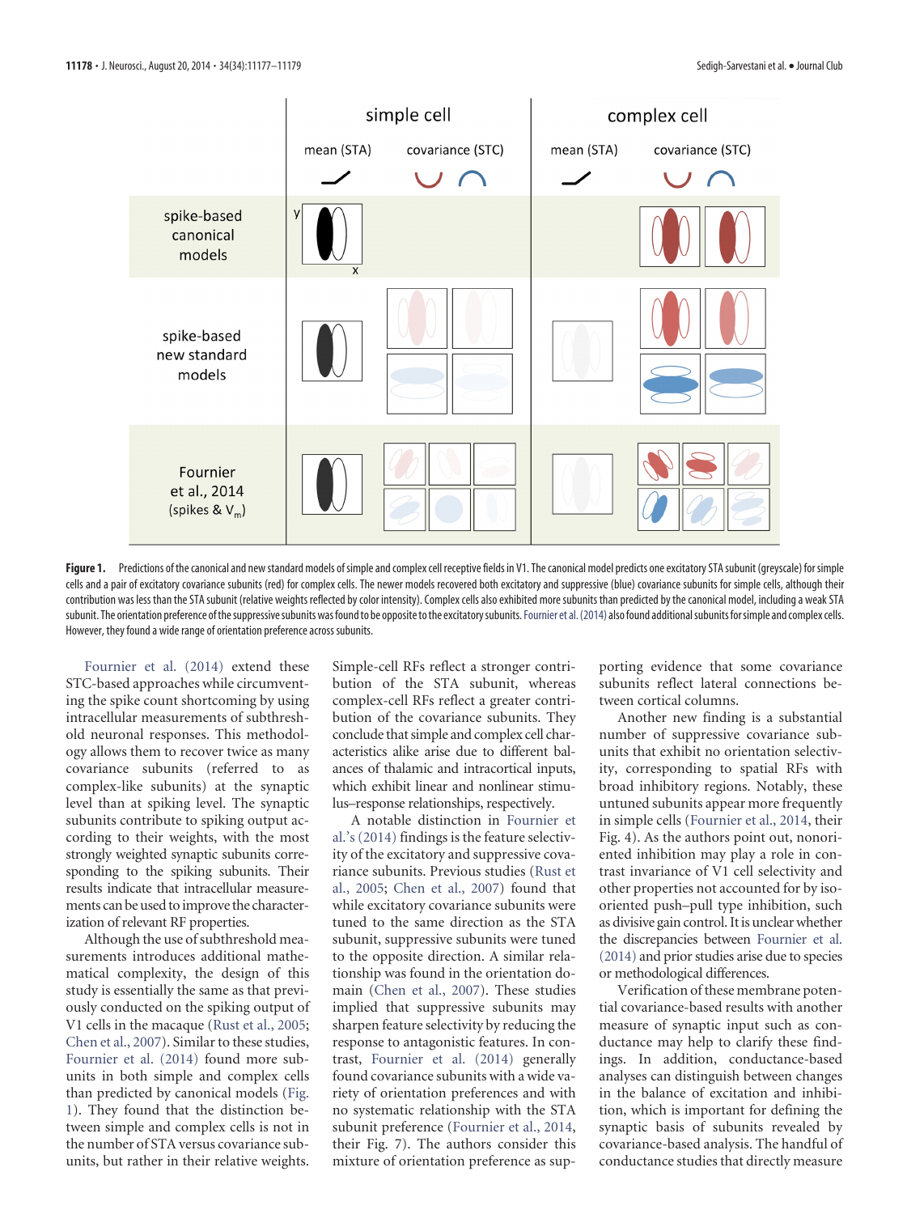**Figure 1.** Predictions of the canonical and new standard models of simple and complex cell receptive fields in V1. The canonical model predicts one excitatory STA subunit (greyscale) for simple cells and a pair of excitatory covariance subunits (red) for complex cells. The newer models recovered both excitatory and suppressive (blue) covariance subunits for simple cells, although their contribution was less than the STA subunit (relative weights reflected by color intensity). Complex cells also exhibited more subunits than predicted by the canonical model, including a weak STA subunit. The orientation preference of the suppressive subunits was found to be opposite to the excitatory subunits. Fournier et al. (2014) also found additional subunits for simple and complex cells. However, they found a wide range of orientation preference across subunits.

Fournier et al. (2014) extend these STC-based approaches while circumventing the spike count shortcoming by using intracellular measurements of subthreshold neuronal responses. This methodology allows them to recover twice as many covariance subunits (referred to as complex-like subunits) at the synaptic level than at spiking level. The synaptic subunits contribute to spiking output according to their weights, with the most strongly weighted synaptic subunits corresponding to the spiking subunits. Their results indicate that intracellular measurements can be used to improve the characterization of relevant RF properties.

Although the use of subthreshold measurements introduces additional mathematical complexity, the design of this study is essentially the same as that previously conducted on the spiking output of V1 cells in the macaque (Rust et al., 2005; Chen et al., 2007). Similar to these studies, Fournier et al. (2014) found more subunits in both simple and complex cells than predicted by canonical models (Fig. 1). They found that the distinction between simple and complex cells is not in the number of STA versus covariance subunits, but rather in their relative weights. Simple-cell RFs reflect a stronger contribution of the STA subunit, whereas complex-cell RFs reflect a greater contribution of the covariance subunits. They conclude that simple and complex cell characteristics alike arise due to different balances of thalamic and intracortical inputs, which exhibit linear and nonlinear stimulus–response relationships, respectively.

A notable distinction in Fournier et al.'s (2014) findings is the feature selectivity of the excitatory and suppressive covariance subunits. Previous studies (Rust et al., 2005; Chen et al., 2007) found that while excitatory covariance subunits were tuned to the same direction as the STA subunit, suppressive subunits were tuned to the opposite direction. A similar relationship was found in the orientation domain (Chen et al., 2007). These studies implied that suppressive subunits may sharpen feature selectivity by reducing the response to antagonistic features. In contrast, Fournier et al. (2014) generally found covariance subunits with a wide variety of orientation preferences and with no systematic relationship with the STA subunit preference (Fournier et al., 2014, their Fig. 7). The authors consider this mixture of orientation preference as supporting evidence that some covariance subunits reflect lateral connections between cortical columns.

Another new finding is a substantial number of suppressive covariance subunits that exhibit no orientation selectivity, corresponding to spatial RFs with broad inhibitory regions. Notably, these untuned subunits appear more frequently in simple cells (Fournier et al., 2014, their Fig. 4). As the authors point out, nonoriented inhibition may play a role in contrast invariance of V1 cell selectivity and other properties not accounted for by iso-oriented push–pull type inhibition, such as divisive gain control. It is unclear whether the discrepancies between Fournier et al. (2014) and prior studies arise due to species or methodological differences.

Verification of these membrane potential covariance-based results with another measure of synaptic input such as conductance may help to clarify these findings. In addition, conductance-based analyses can distinguish between changes in the balance of excitation and inhibition, which is important for defining the synaptic basis of subunits revealed by covariance-based analysis. The handful of conductance studies that directly measure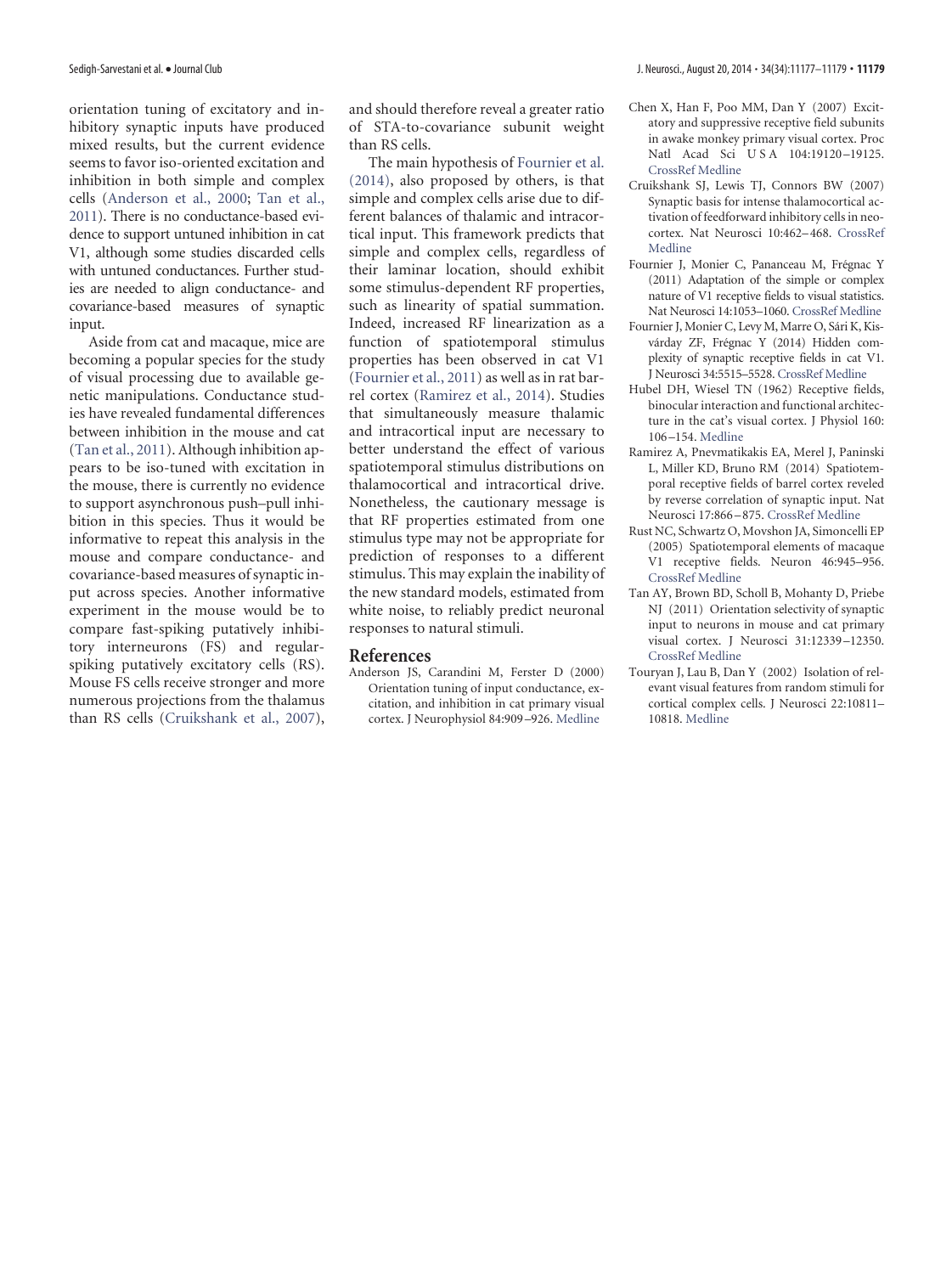orientation tuning of excitatory and inhibitory synaptic inputs have produced mixed results, but the current evidence seems to favor iso-oriented excitation and inhibition in both simple and complex cells (Anderson et al., 2000; Tan et al., 2011). There is no conductance-based evidence to support untuned inhibition in cat V1, although some studies discarded cells with untuned conductances. Further studies are needed to align conductance- and covariance-based measures of synaptic input.

Aside from cat and macaque, mice are becoming a popular species for the study of visual processing due to available genetic manipulations. Conductance studies have revealed fundamental differences between inhibition in the mouse and cat (Tan et al., 2011). Although inhibition appears to be iso-tuned with excitation in the mouse, there is currently no evidence to support asynchronous push–pull inhibition in this species. Thus it would be informative to repeat this analysis in the mouse and compare conductance- and covariance-based measures of synaptic input across species. Another informative experiment in the mouse would be to compare fast-spiking putatively inhibitory interneurons (FS) and regular-spiking putatively excitatory cells (RS). Mouse FS cells receive stronger and more numerous projections from the thalamus than RS cells (Cruikshank et al., 2007), and should therefore reveal a greater ratio of STA-to-covariance subunit weight than RS cells.

The main hypothesis of Fournier et al. (2014), also proposed by others, is that simple and complex cells arise due to different balances of thalamic and intracortical input. This framework predicts that simple and complex cells, regardless of their laminar location, should exhibit some stimulus-dependent RF properties, such as linearity of spatial summation. Indeed, increased RF linearization as a function of spatiotemporal stimulus properties has been observed in cat V1 (Fournier et al., 2011) as well as in rat barrel cortex (Ramirez et al., 2014). Studies that simultaneously measure thalamic and intracortical input are necessary to better understand the effect of various spatiotemporal stimulus distributions on thalamocortical and intracortical drive. Nonetheless, the cautionary message is that RF properties estimated from one stimulus type may not be appropriate for prediction of responses to a different stimulus. This may explain the inability of the new standard models, estimated from white noise, to reliably predict neuronal responses to natural stimuli.

## References

Anderson JS, Carandini M, Ferster D (2000) Orientation tuning of input conductance, excitation, and inhibition in cat primary visual cortex. J Neurophysiol 84:909–926. Medline

Chen X, Han F, Poo MM, Dan Y (2007) Excitatory and suppressive receptive field subunits in awake monkey primary visual cortex. Proc Natl Acad Sci U S A 104:19120–19125. CrossRef Medline

Cruikshank SJ, Lewis TJ, Connors BW (2007) Synaptic basis for intense thalamocortical activation of feedforward inhibitory cells in neocortex. Nat Neurosci 10:462–468. CrossRef Medline

Fournier J, Monier C, Pananceau M, Frégnac Y (2011) Adaptation of the simple or complex nature of V1 receptive fields to visual statistics. Nat Neurosci 14:1053–1060. CrossRef Medline

Fournier J, Monier C, Levy M, Marre O, Sári K, Kisvárday ZF, Frégnac Y (2014) Hidden complexity of synaptic receptive fields in cat V1. J Neurosci 34:5515–5528. CrossRef Medline

Hubel DH, Wiesel TN (1962) Receptive fields, binocular interaction and functional architecture in the cat's visual cortex. J Physiol 160: 106–154. Medline

Ramirez A, Pnevmatikakis EA, Merel J, Paninski L, Miller KD, Bruno RM (2014) Spatiotemporal receptive fields of barrel cortex revealed by reverse correlation of synaptic input. Nat Neurosci 17:866–875. CrossRef Medline

Rust NC, Schwartz O, Movshon JA, Simoncelli EP (2005) Spatiotemporal elements of macaque V1 receptive fields. Neuron 46:945–956. CrossRef Medline

Tan AY, Brown BD, Scholl B, Mohanty D, Priebe NJ (2011) Orientation selectivity of synaptic input to neurons in mouse and cat primary visual cortex. J Neurosci 31:12339–12350. CrossRef Medline

Touryan J, Lau B, Dan Y (2002) Isolation of relevant visual features from random stimuli for cortical complex cells. J Neurosci 22:10811–10818. Medline